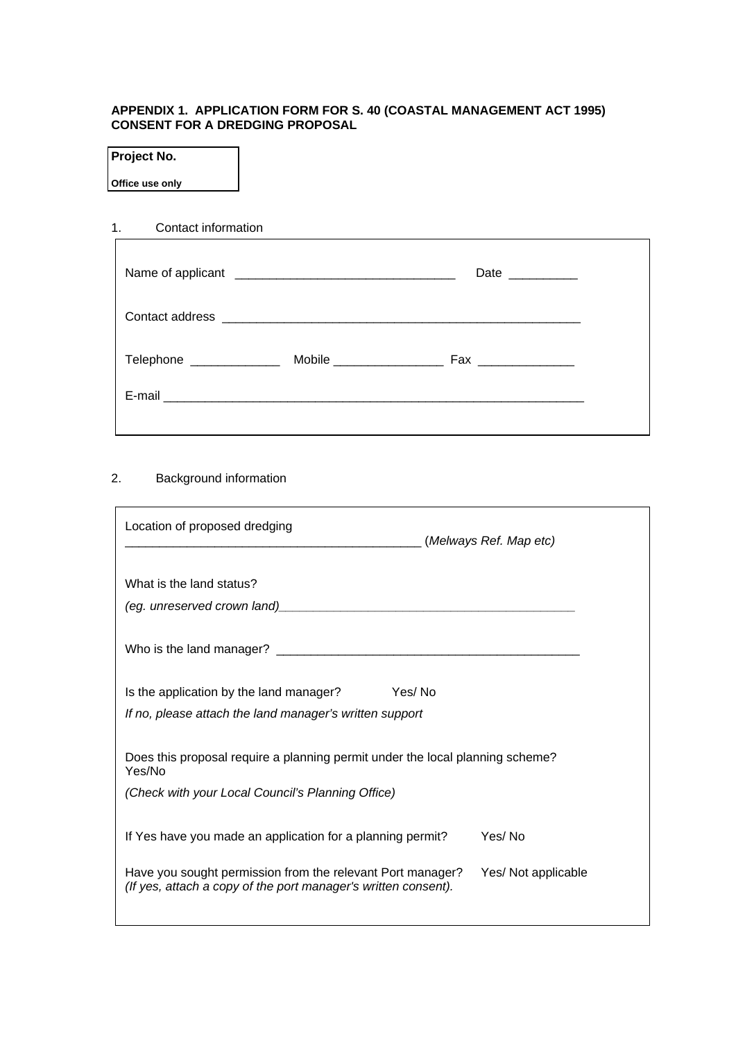**APPENDIX 1. APPLICATION FORM FOR S. 40 (COASTAL MANAGEMENT ACT 1995) CONSENT FOR A DREDGING PROPOSAL**

| **Project No.** |
|---|
| **Office use only** |

1. Contact information

Name of applicant ________________________________ Date __________

Contact address ______________________________________________________

Telephone _____________ Mobile ________________ Fax ______________

E-mail ________________________________________________________________

2. Background information

Location of proposed dredging
___________________________________________ (*Melways Ref. Map etc)*

What is the land status?

*(eg. unreserved crown land)*____________________________________________

Who is the land manager? _____________________________________________

Is the application by the land manager? Yes/ No

*If no, please attach the land manager's written support*

Does this proposal require a planning permit under the local planning scheme? Yes/No

*(Check with your Local Council's Planning Office)*

If Yes have you made an application for a planning permit? Yes/ No

Have you sought permission from the relevant Port manager? Yes/ Not applicable
*(If yes, attach a copy of the port manager's written consent).*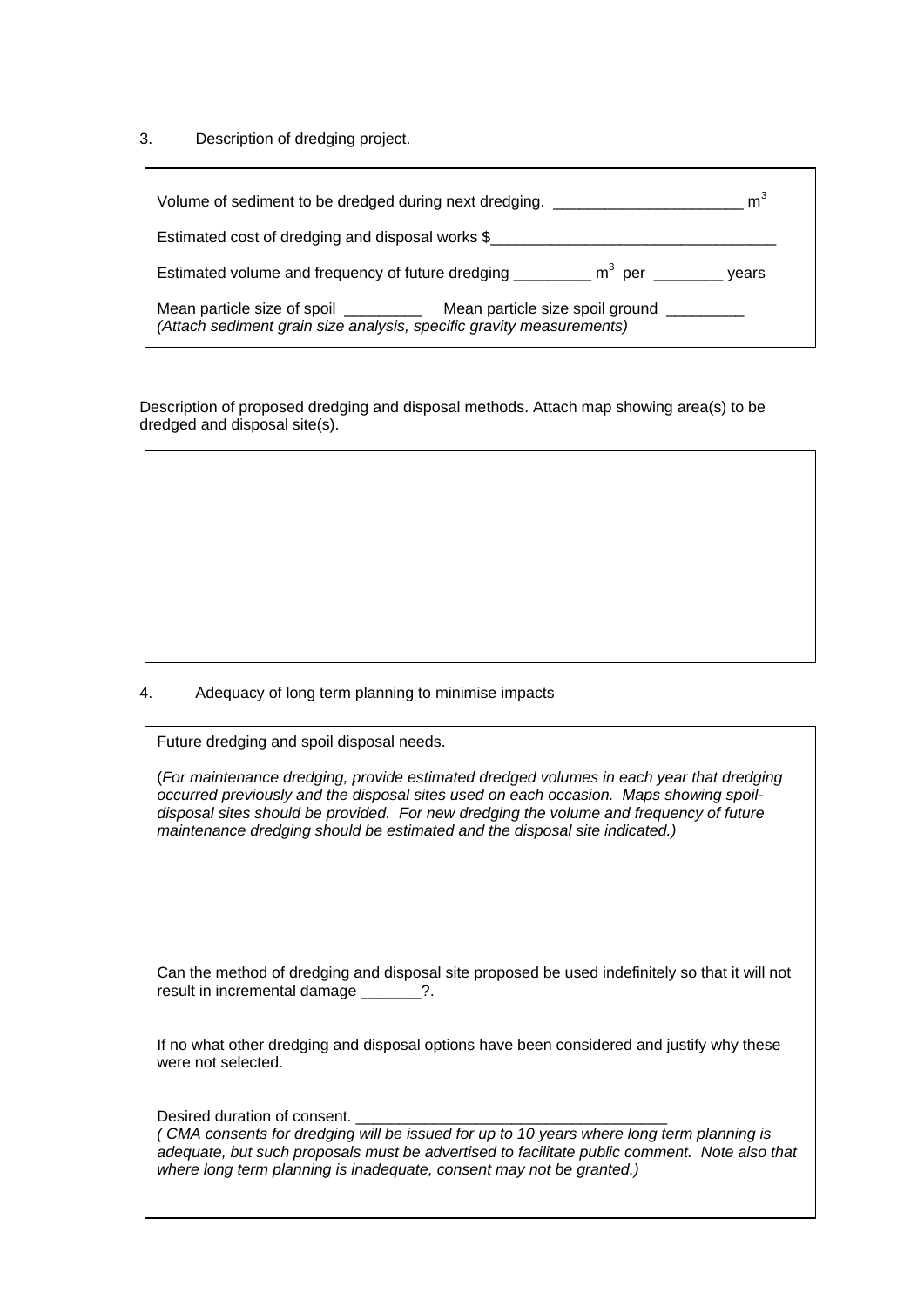3. Description of dredging project.

Volume of sediment to be dredged during next dredging. ______________________ $m^3$

Estimated cost of dredging and disposal works $_________________________________

Estimated volume and frequency of future dredging _________ $m^3$ per ________ years

Mean particle size of spoil _________ Mean particle size spoil ground _________
*(Attach sediment grain size analysis, specific gravity measurements)*

Description of proposed dredging and disposal methods. Attach map showing area(s) to be dredged and disposal site(s).

4. Adequacy of long term planning to minimise impacts

Future dredging and spoil disposal needs.

(*For maintenance dredging, provide estimated dredged volumes in each year that dredging occurred previously and the disposal sites used on each occasion. Maps showing spoil-disposal sites should be provided. For new dredging the volume and frequency of future maintenance dredging should be estimated and the disposal site indicated.)*

Can the method of dredging and disposal site proposed be used indefinitely so that it will not result in incremental damage _______?.

If no what other dredging and disposal options have been considered and justify why these were not selected.

Desired duration of consent. ____________________________________
*( CMA consents for dredging will be issued for up to 10 years where long term planning is adequate, but such proposals must be advertised to facilitate public comment. Note also that where long term planning is inadequate, consent may not be granted.)*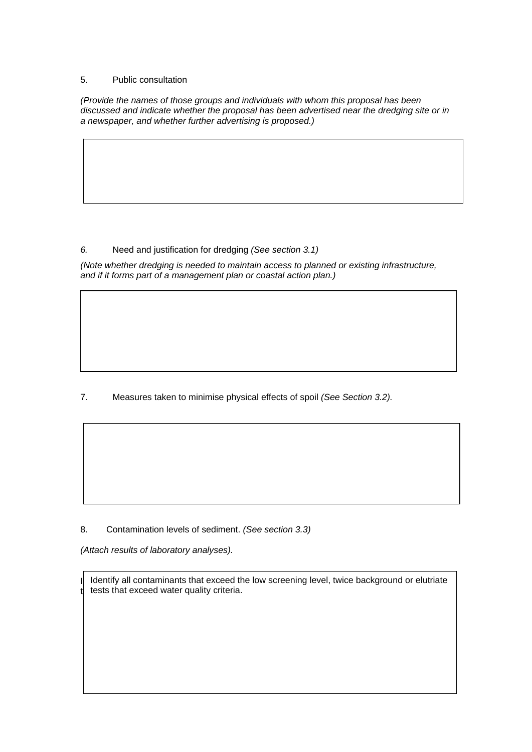5. Public consultation

*(Provide the names of those groups and individuals with whom this proposal has been discussed and indicate whether the proposal has been advertised near the dredging site or in a newspaper, and whether further advertising is proposed.)*

| |
|---|
| |

*6.* Need and justification for dredging *(See section 3.1)*

*(Note whether dredging is needed to maintain access to planned or existing infrastructure, and if it forms part of a management plan or coastal action plan.)*

| |
|---|
| |

7. Measures taken to minimise physical effects of spoil *(See Section 3.2).*

| |
|---|
| |

8. Contamination levels of sediment. *(See section 3.3)*

*(Attach results of laboratory analyses).*

| Identify all contaminants that exceed the low screening level, twice background or elutriate tests that exceed water quality criteria. |
|---|
| |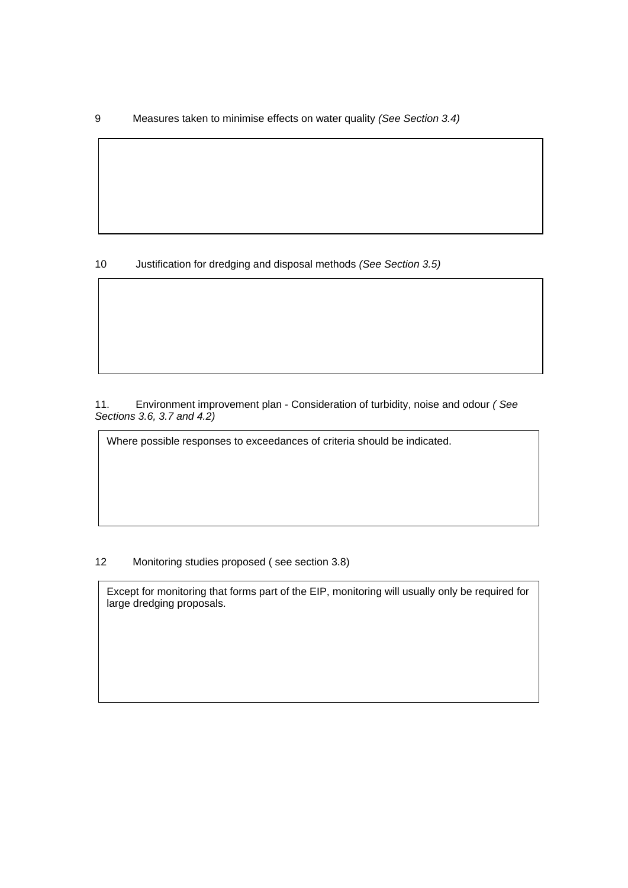9 Measures taken to minimise effects on water quality *(See Section 3.4)*

| |
|---|
| |

10 Justification for dredging and disposal methods *(See Section 3.5)*

| |
|---|
| |

11. Environment improvement plan - Consideration of turbidity, noise and odour *( See Sections 3.6, 3.7 and 4.2)*

| |
|---|
| Where possible responses to exceedances of criteria should be indicated. |

12 Monitoring studies proposed ( see section 3.8)

| |
|---|
| Except for monitoring that forms part of the EIP, monitoring will usually only be required for large dredging proposals. |